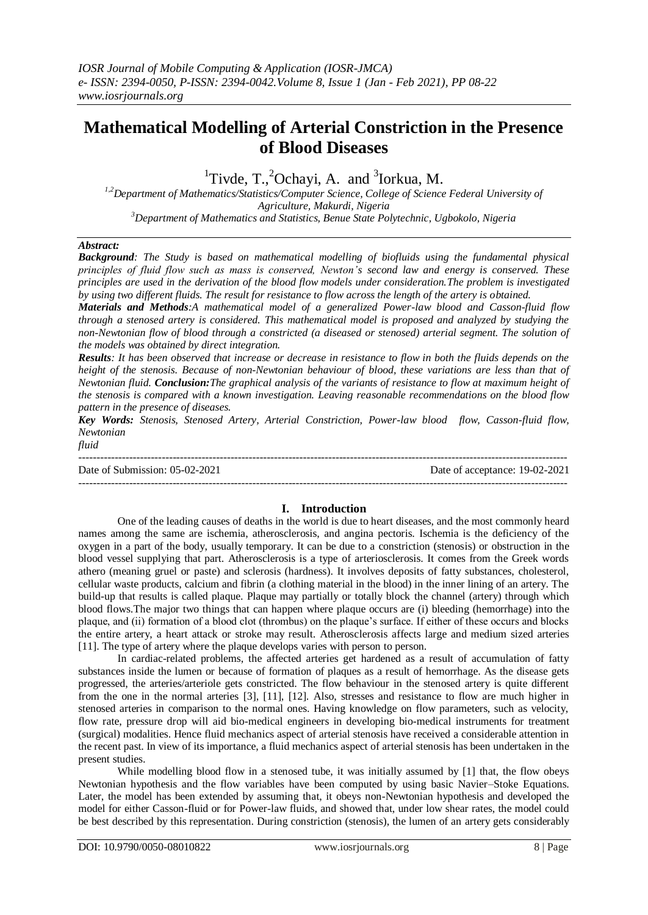*IOSR Journal of Mobile Computing & Application (IOSR-JMCA)*
*e- ISSN: 2394-0050, P-ISSN: 2394-0042.Volume 8, Issue 1 (Jan - Feb 2021), PP 08-22*
*www.iosrjournals.org*

# Mathematical Modelling of Arterial Constriction in the Presence of Blood Diseases

[1]Tivde, T.,[2]Ochayi, A. and [3]Iorkua, M.

*[1,2]Department of Mathematics/Statistics/Computer Science, College of Science Federal University of Agriculture, Makurdi, Nigeria*
*[3]Department of Mathematics and Statistics, Benue State Polytechnic, Ugbokolo, Nigeria*

***Abstract:***

***Background****: The Study is based on mathematical modelling of biofluids using the fundamental physical principles of fluid flow such as mass is conserved, Newton's second law and energy is conserved. These principles are used in the derivation of the blood flow models under consideration.The problem is investigated by using two different fluids. The result for resistance to flow across the length of the artery is obtained.*

***Materials and Methods****:A mathematical model of a generalized Power-law blood and Casson-fluid flow through a stenosed artery is considered. This mathematical model is proposed and analyzed by studying the non-Newtonian flow of blood through a constricted (a diseased or stenosed) arterial segment. The solution of the models was obtained by direct integration.*

***Results****: It has been observed that increase or decrease in resistance to flow in both the fluids depends on the height of the stenosis. Because of non-Newtonian behaviour of blood, these variations are less than that of Newtonian fluid.* ***Conclusion:****The graphical analysis of the variants of resistance to flow at maximum height of the stenosis is compared with a known investigation. Leaving reasonable recommendations on the blood flow pattern in the presence of diseases.*

***Key Words:*** *Stenosis, Stenosed Artery, Arterial Constriction, Power-law blood flow, Casson-fluid flow, Newtonian fluid*

---

Date of Submission: 05-02-2021 | Date of acceptance: 19-02-2021

---

## I. Introduction

One of the leading causes of deaths in the world is due to heart diseases, and the most commonly heard names among the same are ischemia, atherosclerosis, and angina pectoris. Ischemia is the deficiency of the oxygen in a part of the body, usually temporary. It can be due to a constriction (stenosis) or obstruction in the blood vessel supplying that part. Atherosclerosis is a type of arteriosclerosis. It comes from the Greek words athero (meaning gruel or paste) and sclerosis (hardness). It involves deposits of fatty substances, cholesterol, cellular waste products, calcium and fibrin (a clothing material in the blood) in the inner lining of an artery. The build-up that results is called plaque. Plaque may partially or totally block the channel (artery) through which blood flows.The major two things that can happen where plaque occurs are (i) bleeding (hemorrhage) into the plaque, and (ii) formation of a blood clot (thrombus) on the plaque's surface. If either of these occurs and blocks the entire artery, a heart attack or stroke may result. Atherosclerosis affects large and medium sized arteries [11]. The type of artery where the plaque develops varies with person to person.

In cardiac-related problems, the affected arteries get hardened as a result of accumulation of fatty substances inside the lumen or because of formation of plaques as a result of hemorrhage. As the disease gets progressed, the arteries/arteriole gets constricted. The flow behaviour in the stenosed artery is quite different from the one in the normal arteries [3], [11], [12]. Also, stresses and resistance to flow are much higher in stenosed arteries in comparison to the normal ones. Having knowledge on flow parameters, such as velocity, flow rate, pressure drop will aid bio-medical engineers in developing bio-medical instruments for treatment (surgical) modalities. Hence fluid mechanics aspect of arterial stenosis have received a considerable attention in the recent past. In view of its importance, a fluid mechanics aspect of arterial stenosis has been undertaken in the present studies.

While modelling blood flow in a stenosed tube, it was initially assumed by [1] that, the flow obeys Newtonian hypothesis and the flow variables have been computed by using basic Navier–Stoke Equations. Later, the model has been extended by assuming that, it obeys non-Newtonian hypothesis and developed the model for either Casson-fluid or for Power-law fluids, and showed that, under low shear rates, the model could be best described by this representation. During constriction (stenosis), the lumen of an artery gets considerably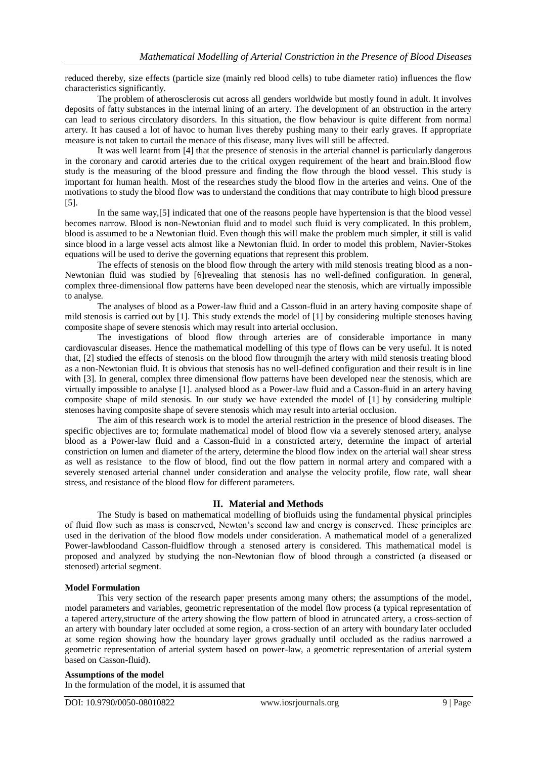reduced thereby, size effects (particle size (mainly red blood cells) to tube diameter ratio) influences the flow characteristics significantly.

The problem of atherosclerosis cut across all genders worldwide but mostly found in adult. It involves deposits of fatty substances in the internal lining of an artery. The development of an obstruction in the artery can lead to serious circulatory disorders. In this situation, the flow behaviour is quite different from normal artery. It has caused a lot of havoc to human lives thereby pushing many to their early graves. If appropriate measure is not taken to curtail the menace of this disease, many lives will still be affected.

It was well learnt from [4] that the presence of stenosis in the arterial channel is particularly dangerous in the coronary and carotid arteries due to the critical oxygen requirement of the heart and brain.Blood flow study is the measuring of the blood pressure and finding the flow through the blood vessel. This study is important for human health. Most of the researches study the blood flow in the arteries and veins. One of the motivations to study the blood flow was to understand the conditions that may contribute to high blood pressure [5].

In the same way,[5] indicated that one of the reasons people have hypertension is that the blood vessel becomes narrow. Blood is non-Newtonian fluid and to model such fluid is very complicated. In this problem, blood is assumed to be a Newtonian fluid. Even though this will make the problem much simpler, it still is valid since blood in a large vessel acts almost like a Newtonian fluid. In order to model this problem, Navier-Stokes equations will be used to derive the governing equations that represent this problem.

The effects of stenosis on the blood flow through the artery with mild stenosis treating blood as a non-Newtonian fluid was studied by [6]revealing that stenosis has no well-defined configuration. In general, complex three-dimensional flow patterns have been developed near the stenosis, which are virtually impossible to analyse.

The analyses of blood as a Power-law fluid and a Casson-fluid in an artery having composite shape of mild stenosis is carried out by [1]. This study extends the model of [1] by considering multiple stenoses having composite shape of severe stenosis which may result into arterial occlusion.

The investigations of blood flow through arteries are of considerable importance in many cardiovascular diseases. Hence the mathematical modelling of this type of flows can be very useful. It is noted that, [2] studied the effects of stenosis on the blood flow througmjh the artery with mild stenosis treating blood as a non-Newtonian fluid. It is obvious that stenosis has no well-defined configuration and their result is in line with [3]. In general, complex three dimensional flow patterns have been developed near the stenosis, which are virtually impossible to analyse [1]. analysed blood as a Power-law fluid and a Casson-fluid in an artery having composite shape of mild stenosis. In our study we have extended the model of [1] by considering multiple stenoses having composite shape of severe stenosis which may result into arterial occlusion.

The aim of this research work is to model the arterial restriction in the presence of blood diseases. The specific objectives are to; formulate mathematical model of blood flow via a severely stenosed artery, analyse blood as a Power-law fluid and a Casson-fluid in a constricted artery, determine the impact of arterial constriction on lumen and diameter of the artery, determine the blood flow index on the arterial wall shear stress as well as resistance to the flow of blood, find out the flow pattern in normal artery and compared with a severely stenosed arterial channel under consideration and analyse the velocity profile, flow rate, wall shear stress, and resistance of the blood flow for different parameters.

## II. Material and Methods

The Study is based on mathematical modelling of biofluids using the fundamental physical principles of fluid flow such as mass is conserved, Newton's second law and energy is conserved. These principles are used in the derivation of the blood flow models under consideration. A mathematical model of a generalized Power-lawbloodand Casson-fluidflow through a stenosed artery is considered. This mathematical model is proposed and analyzed by studying the non-Newtonian flow of blood through a constricted (a diseased or stenosed) arterial segment.

**Model Formulation**

This very section of the research paper presents among many others; the assumptions of the model, model parameters and variables, geometric representation of the model flow process (a typical representation of a tapered artery,structure of the artery showing the flow pattern of blood in atruncated artery, a cross-section of an artery with boundary later occluded at some region, a cross-section of an artery with boundary later occluded at some region showing how the boundary layer grows gradually until occluded as the radius narrowed a geometric representation of arterial system based on power-law, a geometric representation of arterial system based on Casson-fluid).

**Assumptions of the model**

In the formulation of the model, it is assumed that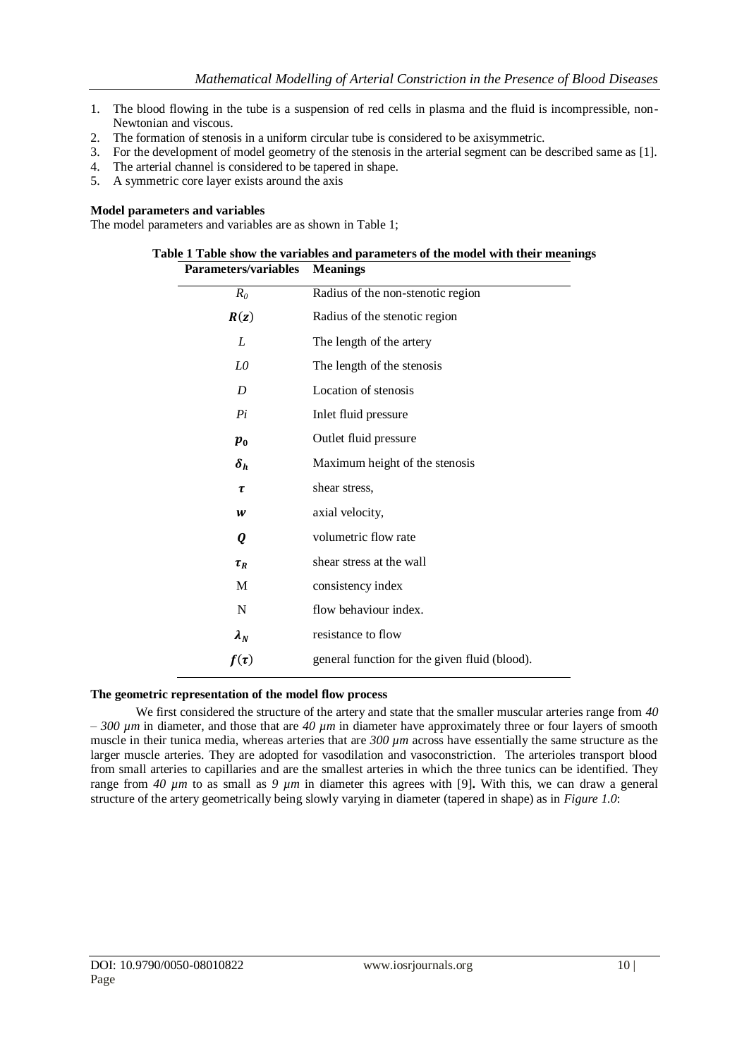1. The blood flowing in the tube is a suspension of red cells in plasma and the fluid is incompressible, non-Newtonian and viscous.
2. The formation of stenosis in a uniform circular tube is considered to be axisymmetric.
3. For the development of model geometry of the stenosis in the arterial segment can be described same as [1].
4. The arterial channel is considered to be tapered in shape.
5. A symmetric core layer exists around the axis

**Model parameters and variables**

The model parameters and variables are as shown in Table 1;

**Table 1 Table show the variables and parameters of the model with their meanings**

| Parameters/variables | Meanings |
|---|---|
| $R_0$ | Radius of the non-stenotic region |
| $R(z)$ | Radius of the stenotic region |
| $L$ | The length of the artery |
| $L0$ | The length of the stenosis |
| $D$ | Location of stenosis |
| $Pi$ | Inlet fluid pressure |
| $p_0$ | Outlet fluid pressure |
| $\delta_h$ | Maximum height of the stenosis |
| $\tau$ | shear stress, |
| $w$ | axial velocity, |
| $Q$ | volumetric flow rate |
| $\tau_R$ | shear stress at the wall |
| M | consistency index |
| N | flow behaviour index. |
| $\lambda_N$ | resistance to flow |
| $f(\tau)$ | general function for the given fluid (blood). |

**The geometric representation of the model flow process**

We first considered the structure of the artery and state that the smaller muscular arteries range from *40 – 300 µm* in diameter, and those that are *40 µm* in diameter have approximately three or four layers of smooth muscle in their tunica media, whereas arteries that are *300 µm* across have essentially the same structure as the larger muscle arteries. They are adopted for vasodilation and vasoconstriction. The arterioles transport blood from small arteries to capillaries and are the smallest arteries in which the three tunics can be identified. They range from *40 µm* to as small as *9 µm* in diameter this agrees with [9]**.** With this, we can draw a general structure of the artery geometrically being slowly varying in diameter (tapered in shape) as in *Figure 1.0*: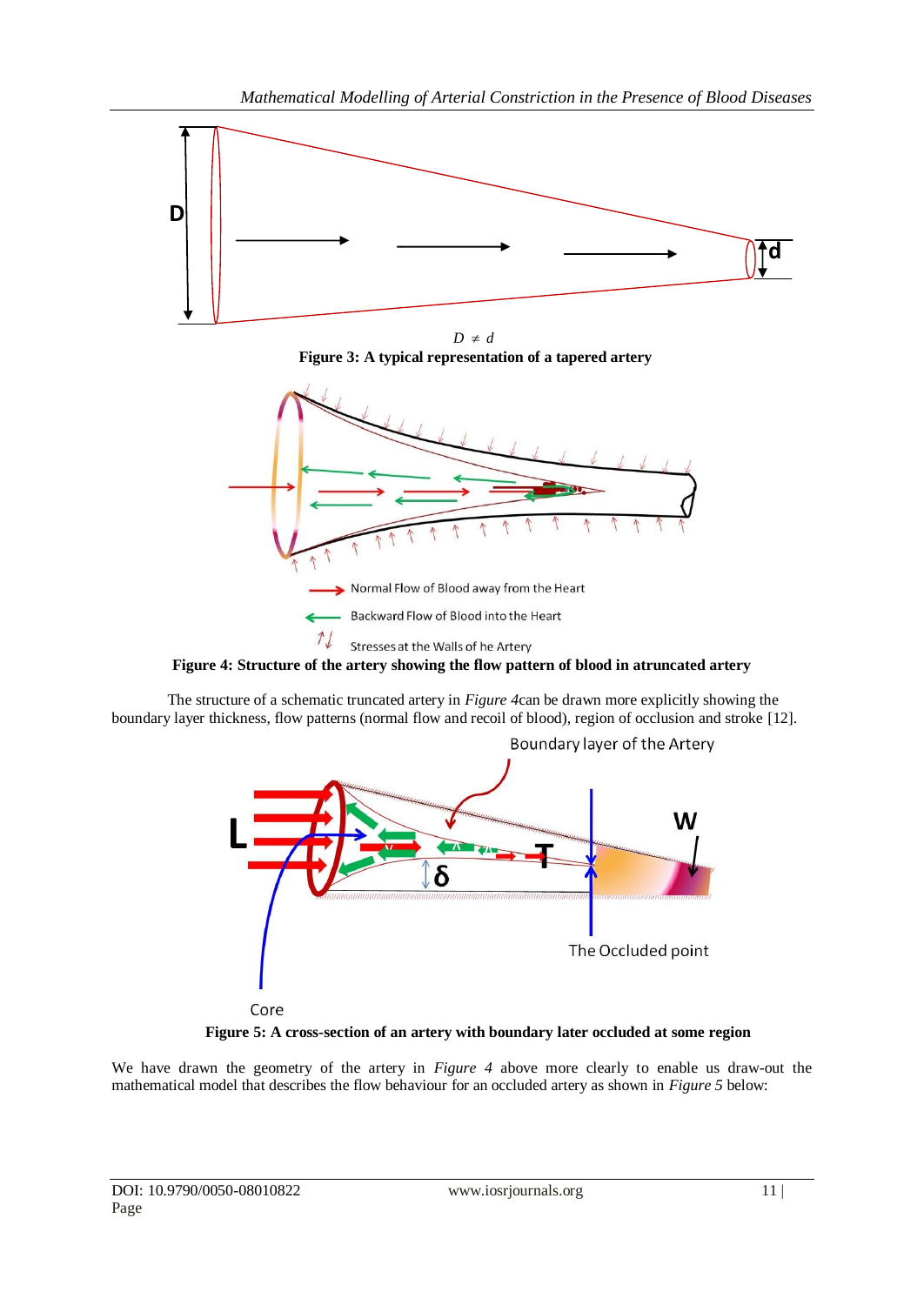$D \neq d$

**Figure 3: A typical representation of a tapered artery**

Normal Flow of Blood away from the Heart

Backward Flow of Blood into the Heart

Stresses at the Walls of he Artery

**Figure 4: Structure of the artery showing the flow pattern of blood in atruncated artery**

The structure of a schematic truncated artery in *Figure 4*can be drawn more explicitly showing the boundary layer thickness, flow patterns (normal flow and recoil of blood), region of occlusion and stroke [12].

**Figure 5: A cross-section of an artery with boundary later occluded at some region**

We have drawn the geometry of the artery in *Figure 4* above more clearly to enable us draw-out the mathematical model that describes the flow behaviour for an occluded artery as shown in *Figure 5* below: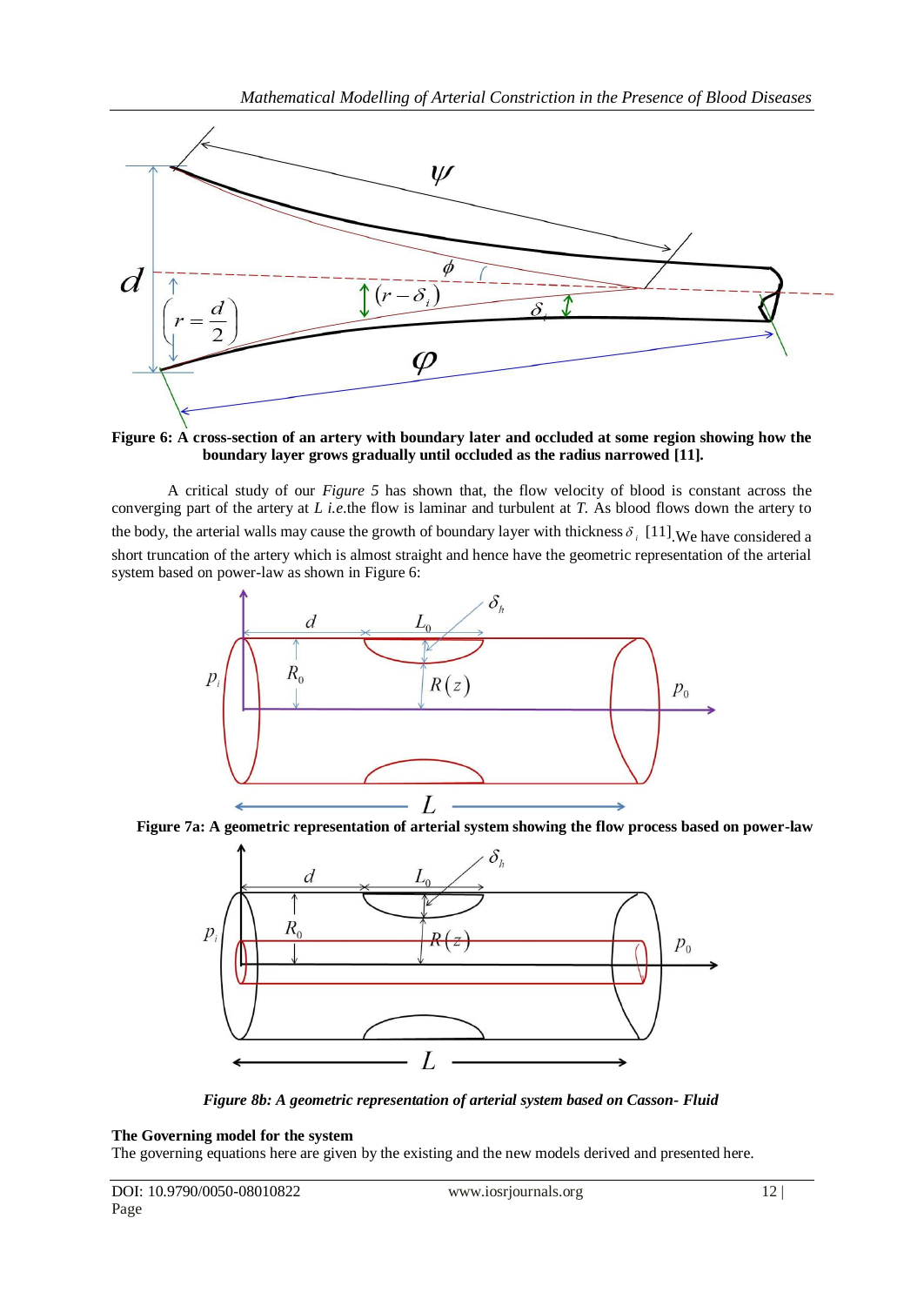**Figure 6: A cross-section of an artery with boundary later and occluded at some region showing how the boundary layer grows gradually until occluded as the radius narrowed [11].**

A critical study of our *Figure 5* has shown that, the flow velocity of blood is constant across the converging part of the artery at $L$ *i.e.*the flow is laminar and turbulent at $T$. As blood flows down the artery to the body, the arterial walls may cause the growth of boundary layer with thickness $\delta_i$ [11].We have considered a short truncation of the artery which is almost straight and hence have the geometric representation of the arterial system based on power-law as shown in Figure 6:

**Figure 7a: A geometric representation of arterial system showing the flow process based on power-law**

***Figure 8b: A geometric representation of arterial system based on Casson- Fluid***

**The Governing model for the system**

The governing equations here are given by the existing and the new models derived and presented here.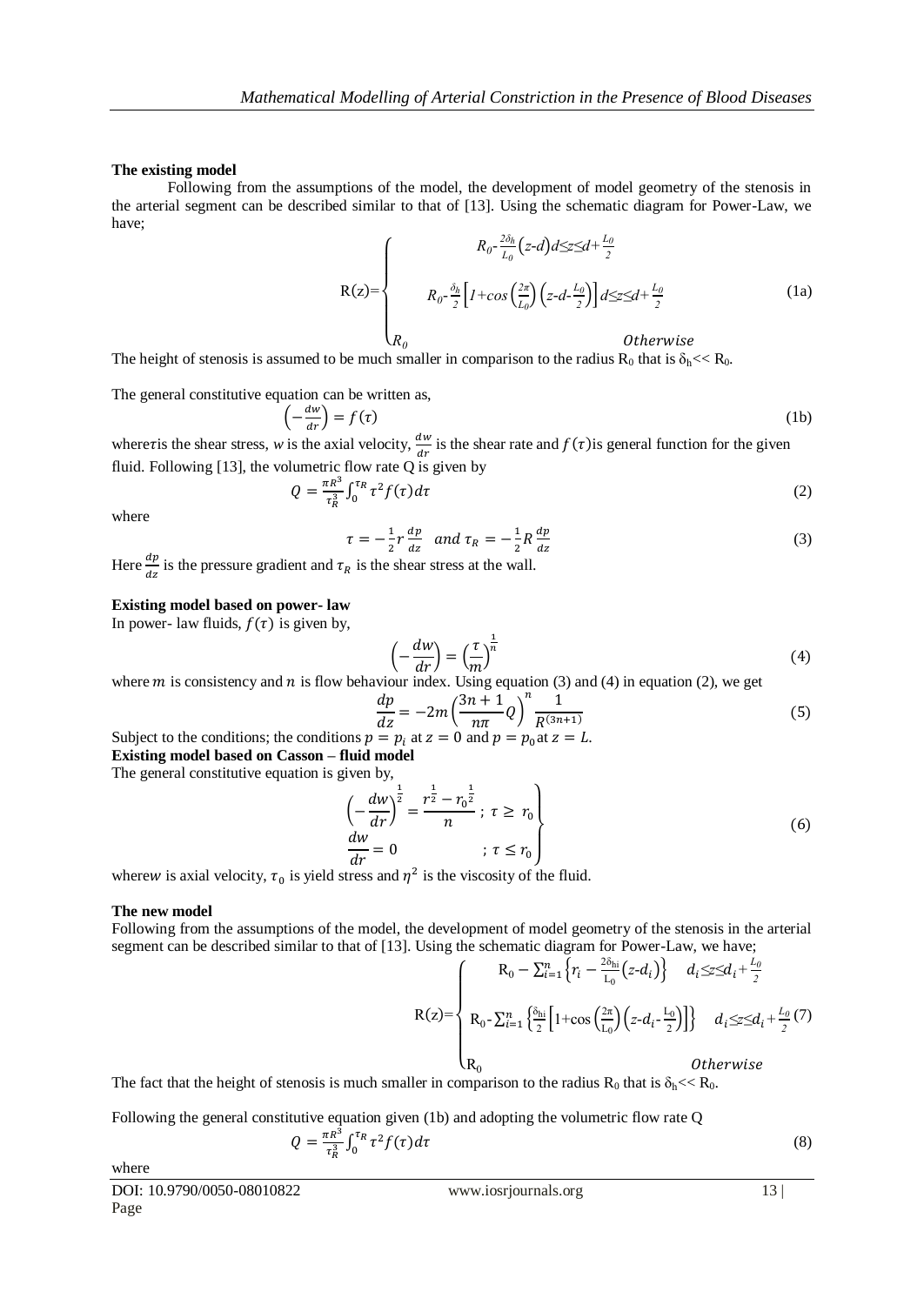**The existing model**

Following from the assumptions of the model, the development of model geometry of the stenosis in the arterial segment can be described similar to that of [13]. Using the schematic diagram for Power-Law, we have;

$$
R(z)=\begin{cases} R_0-\frac{2\delta_h}{L_0}\left(z-d\right) & d\leq z\leq d+\frac{L_0}{2} \\ R_0-\frac{\delta_h}{2}\left[1+\cos\left(\frac{2\pi}{L_0}\right)\left(z-d-\frac{L_0}{2}\right)\right] & d\leq z\leq d+\frac{L_0}{2} \\ R_0 & Otherwise \end{cases} \tag{1a}
$$

The height of stenosis is assumed to be much smaller in comparison to the radius $R_0$ that is $\delta_h << R_0$.

The general constitutive equation can be written as,

$$
\left(-\frac{dw}{dr}\right)=f(\tau) \tag{1b}
$$

where $\tau$ is the shear stress, $w$ is the axial velocity, $\frac{dw}{dr}$ is the shear rate and $f(\tau)$ is general function for the given fluid. Following [13], the volumetric flow rate Q is given by

$$
Q=\frac{\pi R^3}{\tau_R^3}\int_0^{\tau_R}\tau^2 f(\tau)d\tau \tag{2}
$$

where

$$
\tau=-\frac{1}{2}r\frac{dp}{dz} \quad and\ \tau_R=-\frac{1}{2}R\frac{dp}{dz} \tag{3}
$$

Here $\frac{dp}{dz}$ is the pressure gradient and $\tau_R$ is the shear stress at the wall.

**Existing model based on power- law**

In power- law fluids, $f(\tau)$ is given by,

$$
\left(-\frac{dw}{dr}\right)=\left(\frac{\tau}{m}\right)^{\frac{1}{n}} \tag{4}
$$

where $m$ is consistency and $n$ is flow behaviour index. Using equation (3) and (4) in equation (2), we get

$$
\frac{dp}{dz}=-2m\left(\frac{3n+1}{n\pi}Q\right)^n\frac{1}{R^{(3n+1)}} \tag{5}
$$

Subject to the conditions; the conditions $p=p_i$ at $z=0$ and $p=p_0$ at $z=L$.

**Existing model based on Casson – fluid model**

The general constitutive equation is given by,

$$
\left.\begin{aligned} \left(-\frac{dw}{dr}\right)^{\frac{1}{2}} &= \frac{r^{\frac{1}{2}}-r_0^{\frac{1}{2}}}{n}\ ;\ \tau\geq r_0 \\ \frac{dw}{dr} &= 0 \qquad\qquad ;\ \tau\leq r_0 \end{aligned}\right\} \tag{6}
$$

where $w$ is axial velocity, $\tau_0$ is yield stress and $\eta^2$ is the viscosity of the fluid.

**The new model**

Following from the assumptions of the model, the development of model geometry of the stenosis in the arterial segment can be described similar to that of [13]. Using the schematic diagram for Power-Law, we have;

$$
R(z)=\begin{cases} R_0-\sum_{i=1}^{n}\left\{r_i-\frac{2\delta_{hi}}{L_0}\left(z-d_i\right)\right\} & d_i\leq z\leq d_i+\frac{L_0}{2} \\ R_0-\sum_{i=1}^{n}\left\{\frac{\delta_{hi}}{2}\left[1+\cos\left(\frac{2\pi}{L_0}\right)\left(z-d_i-\frac{L_0}{2}\right)\right]\right\} & d_i\leq z\leq d_i+\frac{L_0}{2} \\ R_0 & Otherwise \end{cases} \tag{7}
$$

The fact that the height of stenosis is much smaller in comparison to the radius $R_0$ that is $\delta_h << R_0$.

Following the general constitutive equation given (1b) and adopting the volumetric flow rate Q

$$
Q=\frac{\pi R^3}{\tau_R^3}\int_0^{\tau_R}\tau^2 f(\tau)d\tau \tag{8}
$$

where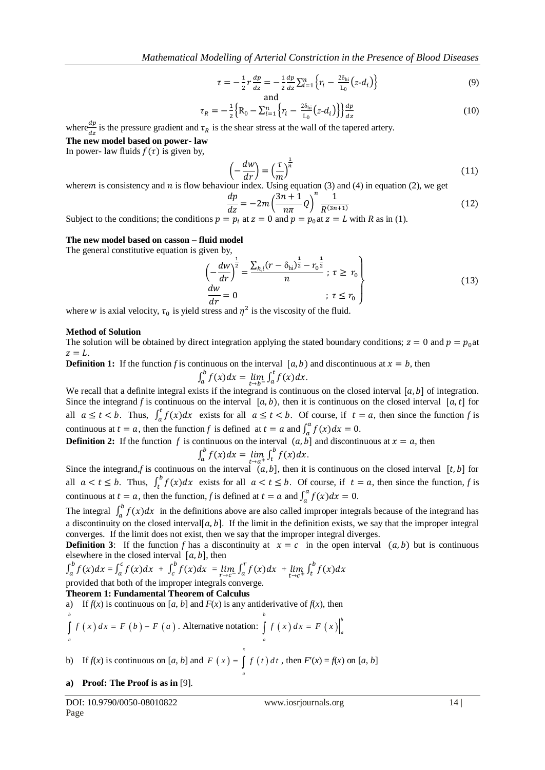$$\tau = -\frac{1}{2} r \frac{dp}{dz} = -\frac{1}{2} \frac{dp}{dz} \sum_{i=1}^{n} \left\{ r_i - \frac{2\delta_{hi}}{L_0}\left(z\text{-}d_i\right) \right\} \tag{9}$$

and

$$\tau_R = -\frac{1}{2}\left\{ R_0 - \sum_{i=1}^{n} \left\{ r_i - \frac{2\delta_{hi}}{L_0}\left(z\text{-}d_i\right) \right\} \right\} \frac{dp}{dz} \tag{10}$$

where $\frac{dp}{dz}$ is the pressure gradient and $\tau_R$ is the shear stress at the wall of the tapered artery.

**The new model based on power- law**

In power- law fluids $f(\tau)$ is given by,

$$\left(-\frac{dw}{dr}\right) = \left(\frac{\tau}{m}\right)^{\frac{1}{n}} \tag{11}$$

where $m$ is consistency and $n$ is flow behaviour index. Using equation (3) and (4) in equation (2), we get

$$\frac{dp}{dz} = -2m\left(\frac{3n+1}{n\pi} Q\right)^{n} \frac{1}{R^{(3n+1)}} \tag{12}$$

Subject to the conditions; the conditions $p = p_i$ at $z = 0$ and $p = p_0$ at $z = L$ with $R$ as in (1).

**The new model based on casson – fluid model**

The general constitutive equation is given by,

$$\left.\begin{aligned} \left(-\frac{dw}{dr}\right)^{\frac{1}{2}} &= \frac{\sum_{h,i}(r - \delta_{hi})^{\frac{1}{2}} - r_0^{\frac{1}{2}}}{n} \;;\; \tau \geq r_0 \\ \frac{dw}{dr} &= 0 \qquad\qquad\qquad\qquad ;\; \tau \leq r_0 \end{aligned}\right\} \tag{13}$$

where $w$ is axial velocity, $\tau_0$ is yield stress and $\eta^2$ is the viscosity of the fluid.

**Method of Solution**

The solution will be obtained by direct integration applying the stated boundary conditions; $z = 0$ and $p = p_0$ at $z = L$.

**Definition 1:** If the function $f$ is continuous on the interval $[a, b)$ and discontinuous at $x = b$, then

$$\int_a^b f(x)dx = \lim_{t \to b^-} \int_a^t f(x)dx.$$

We recall that a definite integral exists if the integrand is continuous on the closed interval $[a, b]$ of integration. Since the integrand $f$ is continuous on the interval $[a, b)$, then it is continuous on the closed interval $[a, t]$ for all $a \leq t < b$. Thus, $\int_a^t f(x)dx$ exists for all $a \leq t < b$. Of course, if $t = a$, then since the function $f$ is continuous at $t = a$, then the function $f$ is defined at $t = a$ and $\int_a^a f(x)dx = 0$.

**Definition 2:** If the function $f$ is continuous on the interval $(a, b]$ and discontinuous at $x = a$, then

$$\int_a^b f(x)dx = \lim_{t \to a^+} \int_t^b f(x)dx.$$

Since the integrand, $f$ is continuous on the interval $(a, b]$, then it is continuous on the closed interval $[t, b]$ for all $a < t \leq b$. Thus, $\int_t^b f(x)dx$ exists for all $a < t \leq b$. Of course, if $t = a$, then since the function, $f$ is continuous at $t = a$, then the function, $f$ is defined at $t = a$ and $\int_a^a f(x)dx = 0$.

The integral $\int_a^b f(x)dx$ in the definitions above are also called improper integrals because of the integrand has a discontinuity on the closed interval $[a, b]$. If the limit in the definition exists, we say that the improper integral converges. If the limit does not exist, then we say that the improper integral diverges.

**Definition 3**: If the function $f$ has a discontinuity at $x = c$ in the open interval $(a, b)$ but is continuous elsewhere in the closed interval $[a, b]$, then

$$\int_a^b f(x)dx = \int_a^c f(x)dx + \int_c^b f(x)dx = \lim_{r \to c^-} \int_a^r f(x)dx + \lim_{t \to c^+} \int_t^b f(x)dx$$

provided that both of the improper integrals converge.

**Theorem 1: Fundamental Theorem of Calculus**

a) If $f(x)$ is continuous on $[a, b]$ and $F(x)$ is any antiderivative of $f(x)$, then

$\int_a^b f(x)\,dx = F(b) - F(a)$. Alternative notation: $\int_a^b f(x)\,dx = F(x)\Big|_a^b$

b) If $f(x)$ is continuous on $[a, b]$ and $F(x) = \int_a^x f(t)\,dt$, then $F'(x) = f(x)$ on $[a, b]$

**a) Proof: The Proof is as in** [9].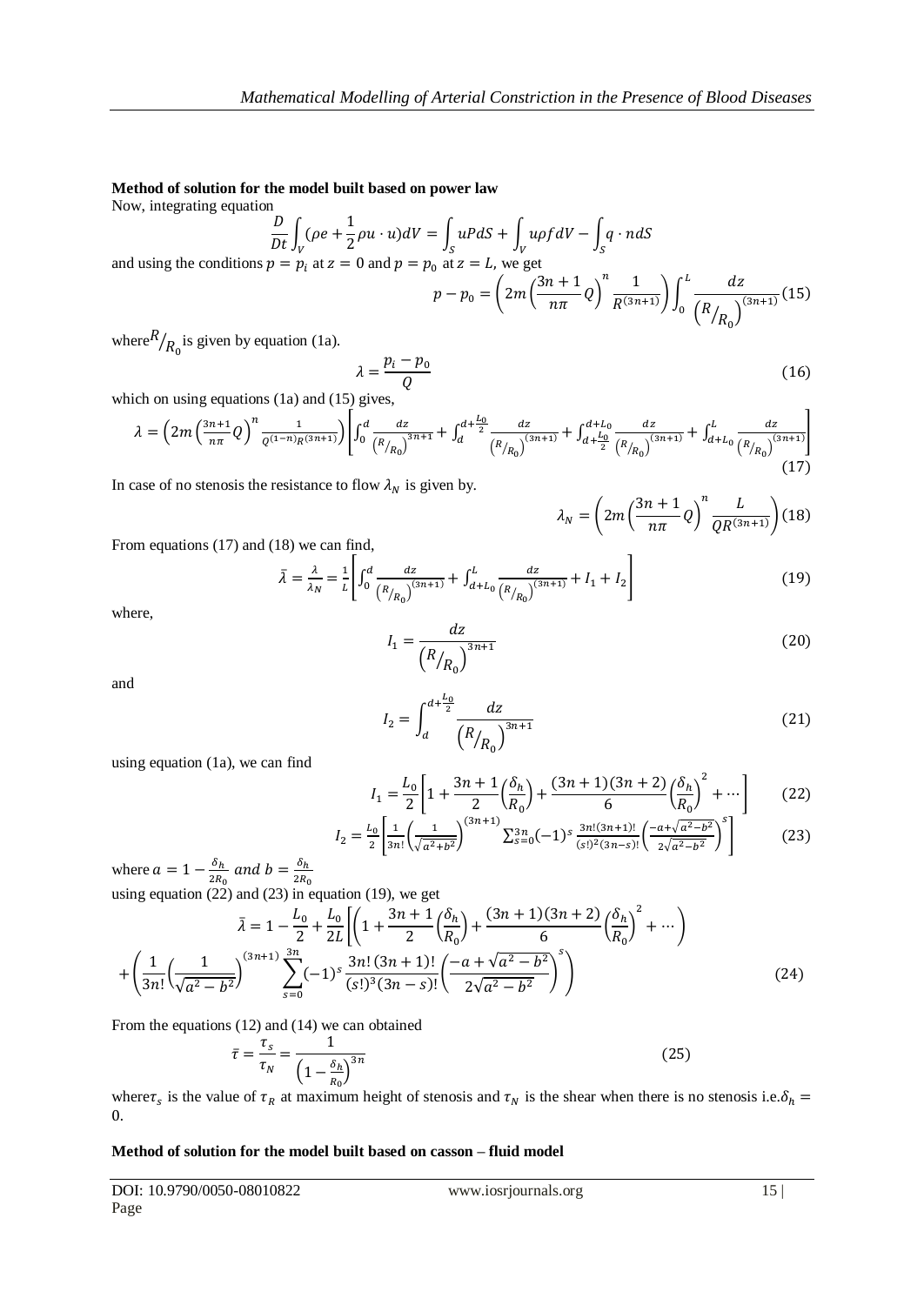**Method of solution for the model built based on power law**

Now, integrating equation

$$\frac{D}{Dt}\int_V (\rho e + \frac{1}{2}\rho u \cdot u)dV = \int_S uPdS + \int_V u\rho f dV - \int_S q \cdot ndS$$

and using the conditions $p = p_i$ at $z = 0$ and $p = p_0$ at $z = L$, we get

$$p - p_0 = \left(2m\left(\frac{3n+1}{n\pi}Q\right)^n \frac{1}{R^{(3n+1)}}\right)\int_0^L \frac{dz}{\left(R/_{R_0}\right)^{(3n+1)}} \quad (15)$$

where $R/_{R_0}$ is given by equation (1a).

$$\lambda = \frac{p_i - p_0}{Q} \quad (16)$$

which on using equations (1a) and (15) gives,

$$\lambda = \left(2m\left(\frac{3n+1}{n\pi}Q\right)^n \frac{1}{Q^{(1-n)}R^{(3n+1)}}\right)\left[\int_0^d \frac{dz}{\left(R/_{R_0}\right)^{3n+1}} + \int_d^{d+\frac{L_0}{2}} \frac{dz}{\left(R/_{R_0}\right)^{(3n+1)}} + \int_{d+\frac{L_0}{2}}^{d+L_0} \frac{dz}{\left(R/_{R_0}\right)^{(3n+1)}} + \int_{d+L_0}^{L} \frac{dz}{\left(R/_{R_0}\right)^{(3n+1)}}\right] \quad (17)$$

In case of no stenosis the resistance to flow $\lambda_N$ is given by.

$$\lambda_N = \left(2m\left(\frac{3n+1}{n\pi}Q\right)^n \frac{L}{QR^{(3n+1)}}\right) \quad (18)$$

From equations (17) and (18) we can find,

$$\bar{\lambda} = \frac{\lambda}{\lambda_N} = \frac{1}{L}\left[\int_0^d \frac{dz}{\left(R/_{R_0}\right)^{(3n+1)}} + \int_{d+L_0}^{L} \frac{dz}{\left(R/_{R_0}\right)^{(3n+1)}} + I_1 + I_2\right] \quad (19)$$

where,

$$I_1 = \frac{dz}{\left(R/_{R_0}\right)^{3n+1}} \quad (20)$$

and

$$I_2 = \int_d^{d+\frac{L_0}{2}} \frac{dz}{\left(R/_{R_0}\right)^{3n+1}} \quad (21)$$

using equation (1a), we can find

$$I_1 = \frac{L_0}{2}\left[1 + \frac{3n+1}{2}\left(\frac{\delta_h}{R_0}\right) + \frac{(3n+1)(3n+2)}{6}\left(\frac{\delta_h}{R_0}\right)^2 + \cdots\right] \quad (22)$$

$$I_2 = \frac{L_0}{2}\left[\frac{1}{3n!}\left(\frac{1}{\sqrt{a^2+b^2}}\right)^{(3n+1)} \sum_{s=0}^{3n}(-1)^s \frac{3n!(3n+1)!}{(s!)^2(3n-s)!}\left(\frac{-a+\sqrt{a^2-b^2}}{2\sqrt{a^2-b^2}}\right)^s\right] \quad (23)$$

where $a = 1 - \frac{\delta_h}{2R_0}$ and $b = \frac{\delta_h}{2R_0}$

using equation (22) and (23) in equation (19), we get

$$\bar{\lambda} = 1 - \frac{L_0}{2} + \frac{L_0}{2L}\left[\left(1 + \frac{3n+1}{2}\left(\frac{\delta_h}{R_0}\right) + \frac{(3n+1)(3n+2)}{6}\left(\frac{\delta_h}{R_0}\right)^2 + \cdots\right)\right.$$
$$\left. + \left(\frac{1}{3n!}\left(\frac{1}{\sqrt{a^2-b^2}}\right)^{(3n+1)} \sum_{s=0}^{3n}(-1)^s \frac{3n!(3n+1)!}{(s!)^3(3n-s)!}\left(\frac{-a+\sqrt{a^2-b^2}}{2\sqrt{a^2-b^2}}\right)^s\right)\right] \quad (24)$$

From the equations (12) and (14) we can obtained

$$\bar{\tau} = \frac{\tau_s}{\tau_N} = \frac{1}{\left(1 - \frac{\delta_h}{R_0}\right)^{3n}} \quad (25)$$

where $\tau_s$ is the value of $\tau_R$ at maximum height of stenosis and $\tau_N$ is the shear when there is no stenosis i.e. $\delta_h = 0$.

**Method of solution for the model built based on casson – fluid model**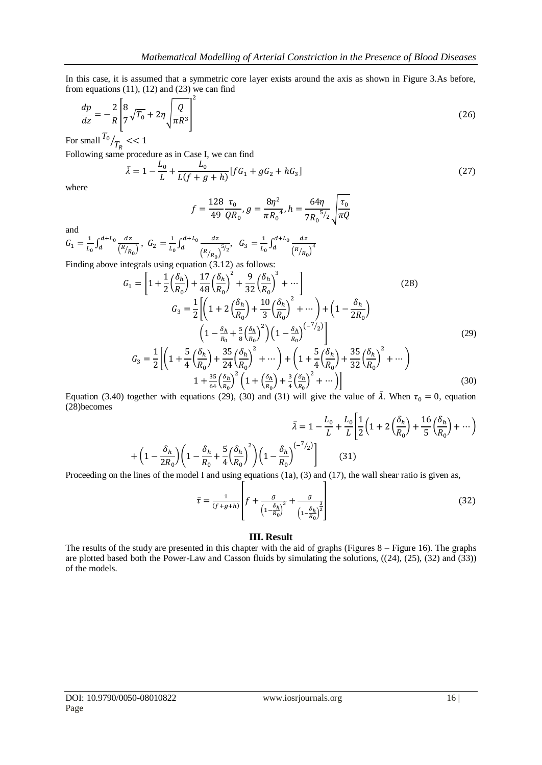In this case, it is assumed that a symmetric core layer exists around the axis as shown in Figure 3.As before, from equations (11), (12) and (23) we can find

$$\frac{dp}{dz} = -\frac{2}{R}\left[\frac{8}{7}\sqrt{T_0} + 2\eta\sqrt{\frac{Q}{\pi R^3}}\right]^2 \tag{26}$$

For small $T_0/_{T_R} << 1$

Following same procedure as in Case I, we can find

$$\bar{\lambda} = 1 - \frac{L_0}{L} + \frac{L_0}{L(f+g+h)}[fG_1 + gG_2 + hG_3] \tag{27}$$

where

$$f = \frac{128}{49}\frac{\tau_0}{QR_0}, g = \frac{8\eta^2}{\pi {R_0}^4}, h = \frac{64\eta}{7{R_0}^{5/2}}\sqrt{\frac{\tau_0}{\pi Q}}$$

and

$G_1 = \frac{1}{L_0}\int_d^{d+L_0}\frac{dz}{\left(R/_{R_0}\right)}$, $G_2 = \frac{1}{L_0}\int_d^{d+L_0}\frac{dz}{\left(R/_{R_0}\right)^{5/2}}$, $G_3 = \frac{1}{L_0}\int_d^{d+L_0}\frac{dz}{\left(R/_{R_0}\right)^4}$

Finding above integrals using equation (3.12) as follows:

$$G_1 = \left[1 + \frac{1}{2}\left(\frac{\delta_h}{R_0}\right) + \frac{17}{48}\left(\frac{\delta_h}{R_0}\right)^2 + \frac{9}{32}\left(\frac{\delta_h}{R_0}\right)^3 + \cdots\right] \tag{28}$$

$$G_3 = \frac{1}{2}\left[\left(1 + 2\left(\frac{\delta_h}{R_0}\right) + \frac{10}{3}\left(\frac{\delta_h}{R_0}\right)^2 + \cdots\right) + \left(1 - \frac{\delta_h}{2R_0}\right)\left(1 - \frac{\delta_h}{R_0} + \frac{5}{8}\left(\frac{\delta_h}{R_0}\right)^2\right)\left(1 - \frac{\delta_h}{R_0}\right)^{\left(-7/_2\right)}\right] \tag{29}$$

$$G_3 = \frac{1}{2}\left[\left(1 + \frac{5}{4}\left(\frac{\delta_h}{R_0}\right) + \frac{35}{24}\left(\frac{\delta_h}{R_0}\right)^2 + \cdots\right) + \left(1 + \frac{5}{4}\left(\frac{\delta_h}{R_0}\right) + \frac{35}{32}\left(\frac{\delta_h}{R_0}\right)^2 + \cdots\right) 1 + \frac{35}{64}\left(\frac{\delta_h}{R_0}\right)^2\left(1 + \left(\frac{\delta_h}{R_0}\right) + \frac{3}{4}\left(\frac{\delta_h}{R_0}\right)^2 + \cdots\right)\right] \tag{30}$$

Equation (3.40) together with equations (29), (30) and (31) will give the value of $\bar{\lambda}$. When $\tau_0 = 0$, equation (28)becomes

$$\bar{\lambda} = 1 - \frac{L_0}{L} + \frac{L_0}{L}\left[\frac{1}{2}\left(1 + 2\left(\frac{\delta_h}{R_0}\right) + \frac{16}{5}\left(\frac{\delta_h}{R_0}\right) + \cdots\right) + \left(1 - \frac{\delta_h}{2R_0}\right)\left(1 - \frac{\delta_h}{R_0} + \frac{5}{4}\left(\frac{\delta_h}{R_0}\right)^2\right)\left(1 - \frac{\delta_h}{R_0}\right)^{\left(-7/_2\right)}\right] \tag{31}$$

Proceeding on the lines of the model I and using equations (1a), (3) and (17), the wall shear ratio is given as,

$$\bar{\tau} = \frac{1}{(f+g+h)}\left[f + \frac{g}{\left(1-\frac{\delta_h}{R_0}\right)^3} + \frac{g}{\left(1-\frac{\delta_h}{R_0}\right)^{\frac{3}{2}}}\right] \tag{32}$$

## III. Result

The results of the study are presented in this chapter with the aid of graphs (Figures 8 – Figure 16). The graphs are plotted based both the Power-Law and Casson fluids by simulating the solutions, ((24), (25), (32) and (33)) of the models.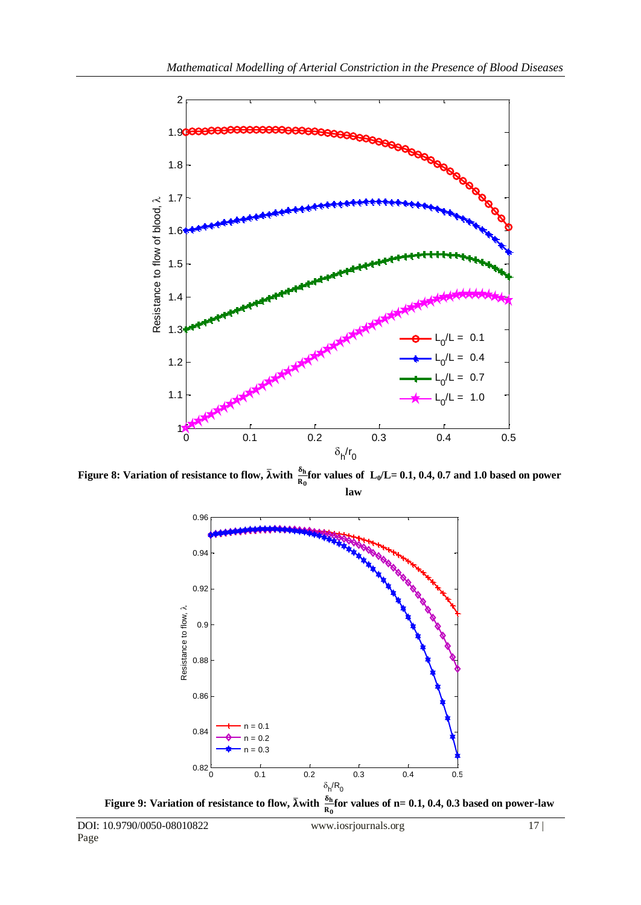**Figure 8: Variation of resistance to flow, $\bar{\lambda}$ with $\frac{\delta_h}{R_0}$ for values of $L_0/L$= 0.1, 0.4, 0.7 and 1.0 based on power law**

**Figure 9: Variation of resistance to flow, $\bar{\lambda}$ with $\frac{\delta_h}{R_0}$ for values of n= 0.1, 0.4, 0.3 based on power-law**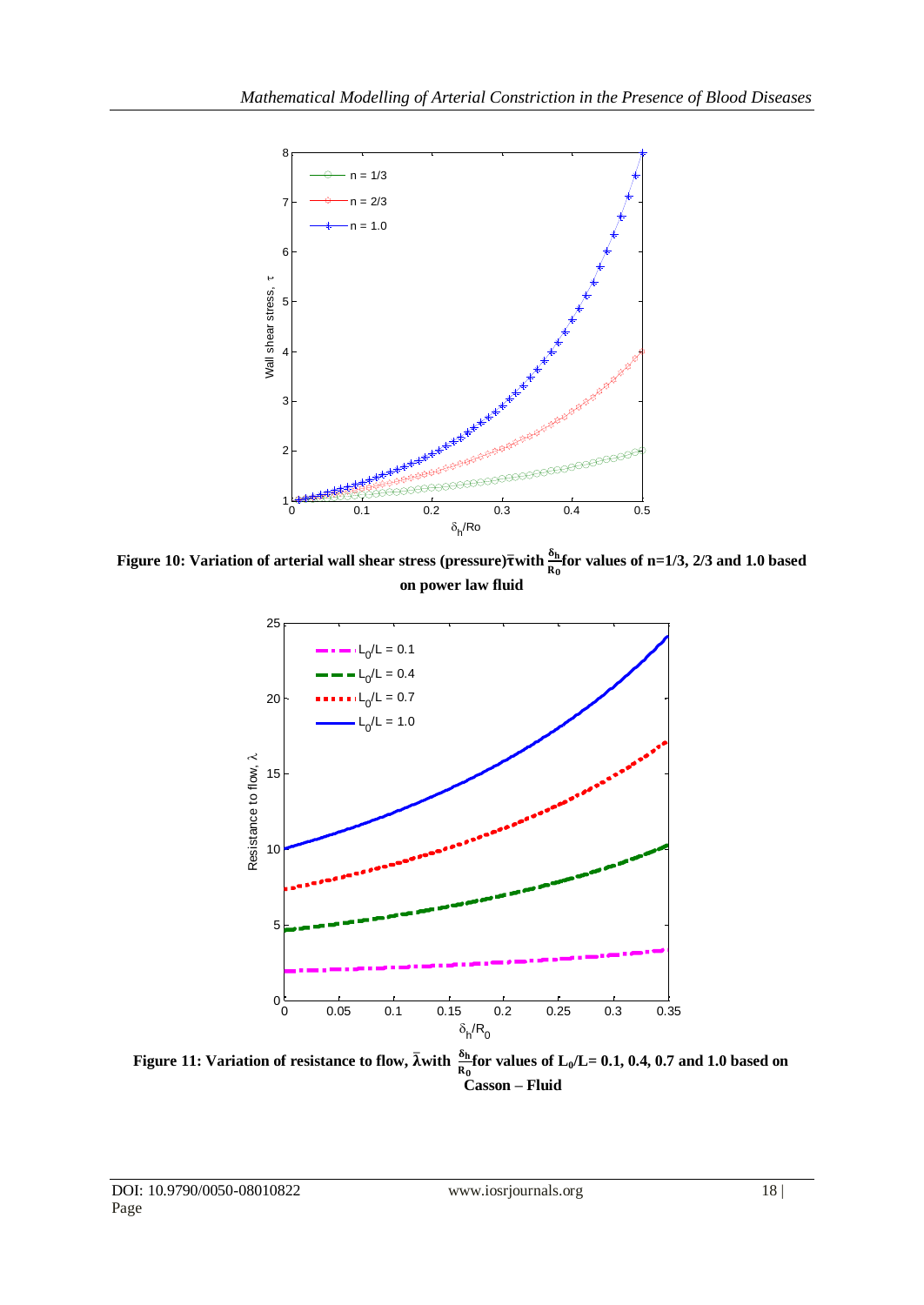**Figure 10: Variation of arterial wall shear stress (pressure)$\bar{\tau}$with $\frac{\delta_h}{R_0}$for values of n=1/3, 2/3 and 1.0 based on power law fluid**

**Figure 11: Variation of resistance to flow, $\bar{\lambda}$with $\frac{\delta_h}{R_0}$for values of $L_0$/L= 0.1, 0.4, 0.7 and 1.0 based on Casson – Fluid**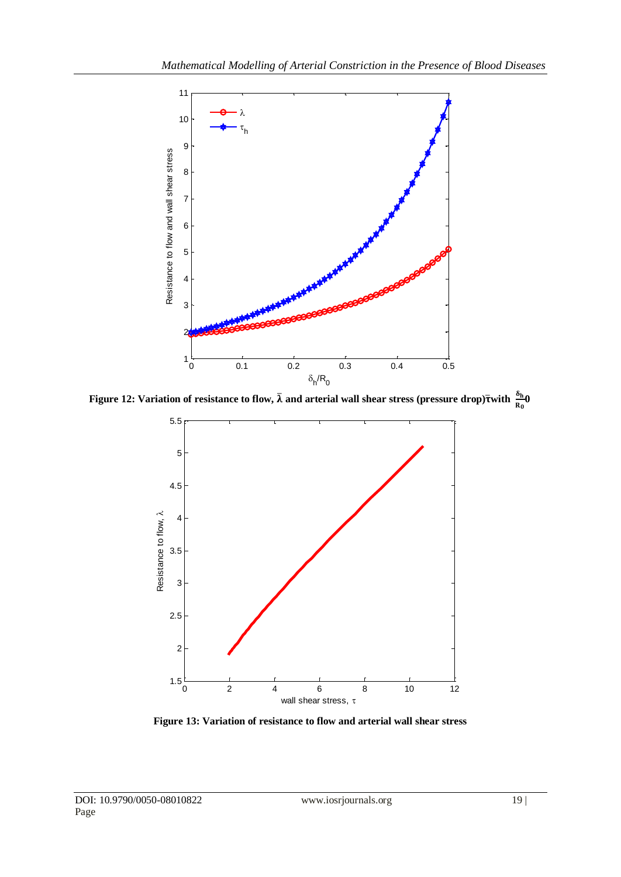Figure 12: Variation of resistance to flow, $\bar{\lambda}$ and arterial wall shear stress (pressure drop)$\bar{\tau}$with $\frac{\delta_h}{R_0}$0

Figure 13: Variation of resistance to flow and arterial wall shear stress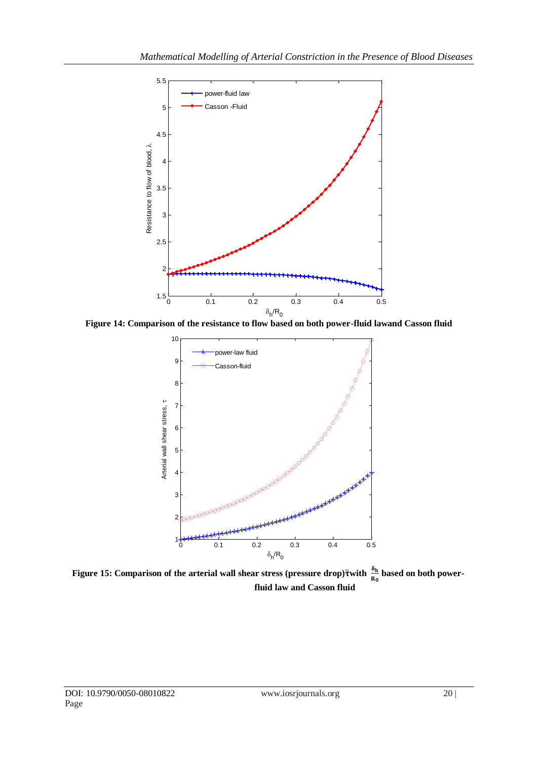**Figure 14: Comparison of the resistance to flow based on both power-fluid lawand Casson fluid**

**Figure 15: Comparison of the arterial wall shear stress (pressure drop)$\bar{\tau}$with $\frac{\delta_h}{R_0}$ based on both power-fluid law and Casson fluid**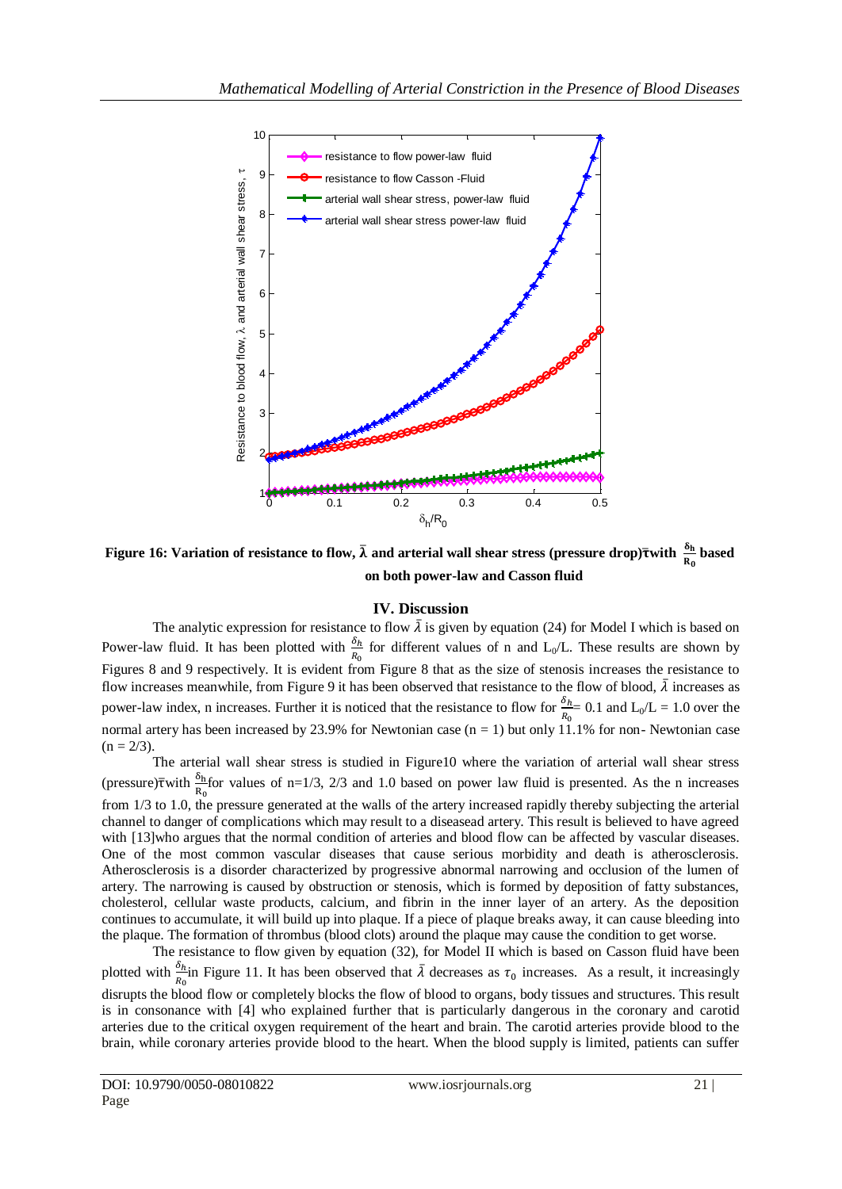**Figure 16: Variation of resistance to flow, $\bar{\lambda}$ and arterial wall shear stress (pressure drop)$\bar{\tau}$with $\frac{\delta_h}{R_0}$ based on both power-law and Casson fluid**

## IV. Discussion

The analytic expression for resistance to flow $\bar{\lambda}$ is given by equation (24) for Model I which is based on Power-law fluid. It has been plotted with $\frac{\delta_h}{R_0}$ for different values of n and $L_0$/L. These results are shown by Figures 8 and 9 respectively. It is evident from Figure 8 that as the size of stenosis increases the resistance to flow increases meanwhile, from Figure 9 it has been observed that resistance to the flow of blood, $\bar{\lambda}$ increases as power-law index, n increases. Further it is noticed that the resistance to flow for $\frac{\delta_h}{R_0}$= 0.1 and $L_0$/L = 1.0 over the normal artery has been increased by 23.9% for Newtonian case (n = 1) but only 11.1% for non- Newtonian case (n = 2/3).

The arterial wall shear stress is studied in Figure10 where the variation of arterial wall shear stress (pressure)$\bar{\tau}$with $\frac{\delta_h}{R_0}$for values of n=1/3, 2/3 and 1.0 based on power law fluid is presented. As the n increases from 1/3 to 1.0, the pressure generated at the walls of the artery increased rapidly thereby subjecting the arterial channel to danger of complications which may result to a diseasead artery. This result is believed to have agreed with [13]who argues that the normal condition of arteries and blood flow can be affected by vascular diseases. One of the most common vascular diseases that cause serious morbidity and death is atherosclerosis. Atherosclerosis is a disorder characterized by progressive abnormal narrowing and occlusion of the lumen of artery. The narrowing is caused by obstruction or stenosis, which is formed by deposition of fatty substances, cholesterol, cellular waste products, calcium, and fibrin in the inner layer of an artery. As the deposition continues to accumulate, it will build up into plaque. If a piece of plaque breaks away, it can cause bleeding into the plaque. The formation of thrombus (blood clots) around the plaque may cause the condition to get worse.

The resistance to flow given by equation (32), for Model II which is based on Casson fluid have been plotted with $\frac{\delta_h}{R_0}$in Figure 11. It has been observed that $\bar{\lambda}$ decreases as $\tau_0$ increases. As a result, it increasingly disrupts the blood flow or completely blocks the flow of blood to organs, body tissues and structures. This result is in consonance with [4] who explained further that is particularly dangerous in the coronary and carotid arteries due to the critical oxygen requirement of the heart and brain. The carotid arteries provide blood to the brain, while coronary arteries provide blood to the heart. When the blood supply is limited, patients can suffer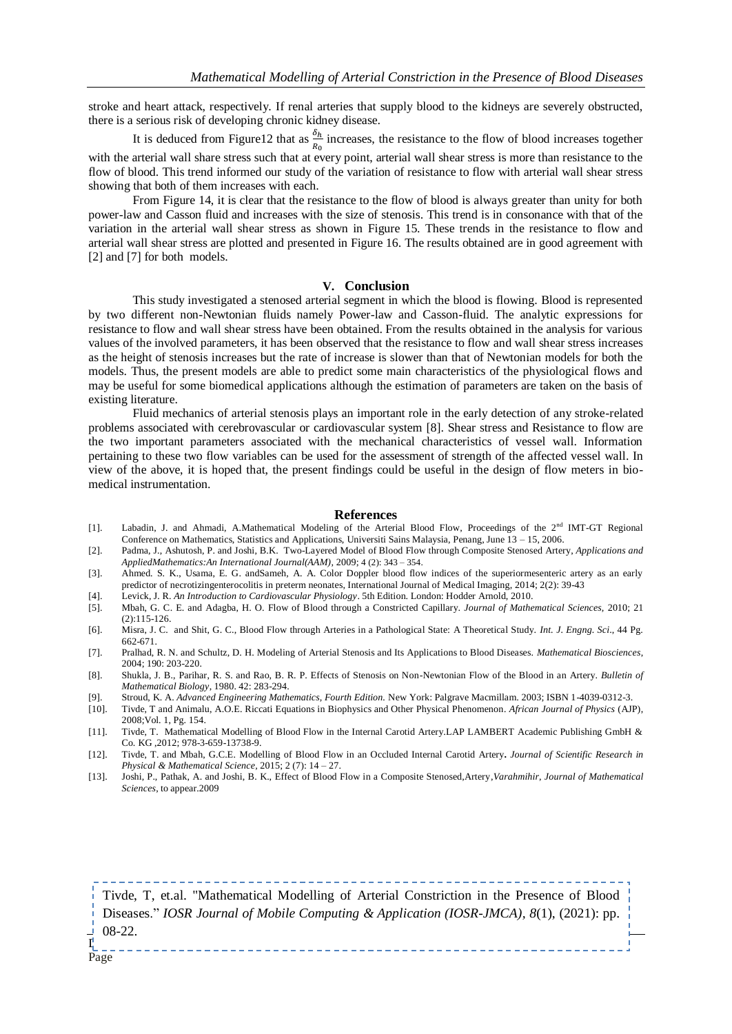stroke and heart attack, respectively. If renal arteries that supply blood to the kidneys are severely obstructed, there is a serious risk of developing chronic kidney disease.

It is deduced from Figure12 that as $\frac{\delta_h}{R_0}$ increases, the resistance to the flow of blood increases together with the arterial wall share stress such that at every point, arterial wall shear stress is more than resistance to the flow of blood. This trend informed our study of the variation of resistance to flow with arterial wall shear stress showing that both of them increases with each.

From Figure 14, it is clear that the resistance to the flow of blood is always greater than unity for both power-law and Casson fluid and increases with the size of stenosis. This trend is in consonance with that of the variation in the arterial wall shear stress as shown in Figure 15. These trends in the resistance to flow and arterial wall shear stress are plotted and presented in Figure 16. The results obtained are in good agreement with [2] and [7] for both models.

## V. Conclusion

This study investigated a stenosed arterial segment in which the blood is flowing. Blood is represented by two different non-Newtonian fluids namely Power-law and Casson-fluid. The analytic expressions for resistance to flow and wall shear stress have been obtained. From the results obtained in the analysis for various values of the involved parameters, it has been observed that the resistance to flow and wall shear stress increases as the height of stenosis increases but the rate of increase is slower than that of Newtonian models for both the models. Thus, the present models are able to predict some main characteristics of the physiological flows and may be useful for some biomedical applications although the estimation of parameters are taken on the basis of existing literature.

Fluid mechanics of arterial stenosis plays an important role in the early detection of any stroke-related problems associated with cerebrovascular or cardiovascular system [8]. Shear stress and Resistance to flow are the two important parameters associated with the mechanical characteristics of vessel wall. Information pertaining to these two flow variables can be used for the assessment of strength of the affected vessel wall. In view of the above, it is hoped that, the present findings could be useful in the design of flow meters in bio-medical instrumentation.

## References

[1]. Labadin, J. and Ahmadi, A.Mathematical Modeling of the Arterial Blood Flow, Proceedings of the 2nd IMT-GT Regional Conference on Mathematics, Statistics and Applications, Universiti Sains Malaysia, Penang, June 13 – 15, 2006.

[2]. Padma, J., Ashutosh, P. and Joshi, B.K. Two-Layered Model of Blood Flow through Composite Stenosed Artery, *Applications and AppliedMathematics:An International Journal(AAM)*, 2009; 4 (2): 343 – 354.

[3]. Ahmed. S. K., Usama, E. G. andSameh, A. A. Color Doppler blood flow indices of the superiormesenteric artery as an early predictor of necrotizingenterocolitis in preterm neonates, International Journal of Medical Imaging, 2014; 2(2): 39-43

[4]. Levick, J. R. *An Introduction to Cardiovascular Physiology*. 5th Edition. London: Hodder Arnold, 2010.

[5]. Mbah, G. C. E. and Adagba, H. O. Flow of Blood through a Constricted Capillary. *Journal of Mathematical Sciences*, 2010; 21 (2):115-126.

[6]. Misra, J. C. and Shit, G. C., Blood Flow through Arteries in a Pathological State: A Theoretical Study. *Int. J. Engng. Sci*., 44 Pg. 662-671.

[7]. Pralhad, R. N. and Schultz, D. H. Modeling of Arterial Stenosis and Its Applications to Blood Diseases. *Mathematical Biosciences*, 2004; 190: 203-220.

[8]. Shukla, J. B., Parihar, R. S. and Rao, B. R. P. Effects of Stenosis on Non-Newtonian Flow of the Blood in an Artery. *Bulletin of Mathematical Biology*, 1980. 42: 283-294.

[9]. Stroud, K. A. *Advanced Engineering Mathematics, Fourth Edition.* New York: Palgrave Macmillam. 2003; ISBN 1-4039-0312-3.

[10]. Tivde, T and Animalu, A.O.E. Riccati Equations in Biophysics and Other Physical Phenomenon. *African Journal of Physics* (AJP), 2008;Vol. 1, Pg. 154.

[11]. Tivde, T. Mathematical Modelling of Blood Flow in the Internal Carotid Artery.LAP LAMBERT Academic Publishing GmbH & Co. KG ,2012; 978-3-659-13738-9.

[12]. Tivde, T. and Mbah, G.C.E. Modelling of Blood Flow in an Occluded Internal Carotid Artery**.** *Journal of Scientific Research in Physical & Mathematical Science*, 2015; 2 (7): 14 – 27.

[13]. Joshi, P., Pathak, A. and Joshi, B. K., Effect of Blood Flow in a Composite Stenosed,Artery,*Varahmihir, Journal of Mathematical Sciences*, to appear.2009

Tivde, T, et.al. "Mathematical Modelling of Arterial Constriction in the Presence of Blood Diseases." *IOSR Journal of Mobile Computing & Application (IOSR-JMCA), 8*(1), (2021): pp. 08-22.